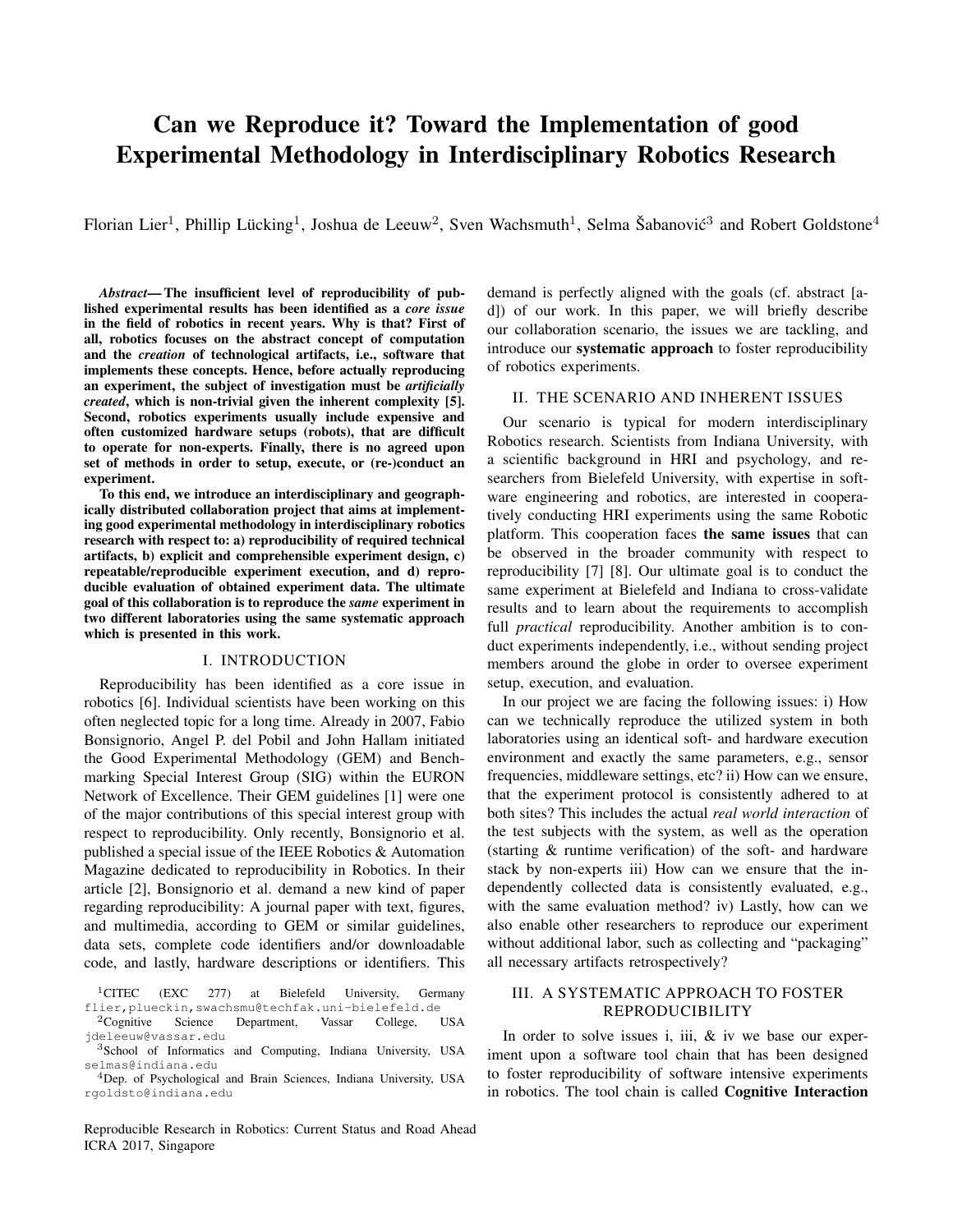# Can we Reproduce it? Toward the Implementation of good Experimental Methodology in Interdisciplinary Robotics Research

Florian Lier[1], Phillip Lücking[1], Joshua de Leeuw[2], Sven Wachsmuth[1], Selma Šabanović[3] and Robert Goldstone[4]

***Abstract*— The insufficient level of reproducibility of published experimental results has been identified as a *core issue* in the field of robotics in recent years. Why is that? First of all, robotics focuses on the abstract concept of computation and the *creation* of technological artifacts, i.e., software that implements these concepts. Hence, before actually reproducing an experiment, the subject of investigation must be *artificially created*, which is non-trivial given the inherent complexity [5]. Second, robotics experiments usually include expensive and often customized hardware setups (robots), that are difficult to operate for non-experts. Finally, there is no agreed upon set of methods in order to setup, execute, or (re-)conduct an experiment.**

**To this end, we introduce an interdisciplinary and geographically distributed collaboration project that aims at implementing good experimental methodology in interdisciplinary robotics research with respect to: a) reproducibility of required technical artifacts, b) explicit and comprehensible experiment design, c) repeatable/reproducible experiment execution, and d) reproducible evaluation of obtained experiment data. The ultimate goal of this collaboration is to reproduce the *same* experiment in two different laboratories using the same systematic approach which is presented in this work.**

## I. INTRODUCTION

Reproducibility has been identified as a core issue in robotics [6]. Individual scientists have been working on this often neglected topic for a long time. Already in 2007, Fabio Bonsignorio, Angel P. del Pobil and John Hallam initiated the Good Experimental Methodology (GEM) and Benchmarking Special Interest Group (SIG) within the EURON Network of Excellence. Their GEM guidelines [1] were one of the major contributions of this special interest group with respect to reproducibility. Only recently, Bonsignorio et al. published a special issue of the IEEE Robotics & Automation Magazine dedicated to reproducibility in Robotics. In their article [2], Bonsignorio et al. demand a new kind of paper regarding reproducibility: A journal paper with text, figures, and multimedia, according to GEM or similar guidelines, data sets, complete code identifiers and/or downloadable code, and lastly, hardware descriptions or identifiers. This demand is perfectly aligned with the goals (cf. abstract [a-d]) of our work. In this paper, we will briefly describe our collaboration scenario, the issues we are tackling, and introduce our **systematic approach** to foster reproducibility of robotics experiments.

## II. THE SCENARIO AND INHERENT ISSUES

Our scenario is typical for modern interdisciplinary Robotics research. Scientists from Indiana University, with a scientific background in HRI and psychology, and researchers from Bielefeld University, with expertise in software engineering and robotics, are interested in cooperatively conducting HRI experiments using the same Robotic platform. This cooperation faces **the same issues** that can be observed in the broader community with respect to reproducibility [7] [8]. Our ultimate goal is to conduct the same experiment at Bielefeld and Indiana to cross-validate results and to learn about the requirements to accomplish full *practical* reproducibility. Another ambition is to conduct experiments independently, i.e., without sending project members around the globe in order to oversee experiment setup, execution, and evaluation.

In our project we are facing the following issues: i) How can we technically reproduce the utilized system in both laboratories using an identical soft- and hardware execution environment and exactly the same parameters, e.g., sensor frequencies, middleware settings, etc? ii) How can we ensure, that the experiment protocol is consistently adhered to at both sites? This includes the actual *real world interaction* of the test subjects with the system, as well as the operation (starting & runtime verification) of the soft- and hardware stack by non-experts iii) How can we ensure that the independently collected data is consistently evaluated, e.g., with the same evaluation method? iv) Lastly, how can we also enable other researchers to reproduce our experiment without additional labor, such as collecting and "packaging" all necessary artifacts retrospectively?

## III. A SYSTEMATIC APPROACH TO FOSTER REPRODUCIBILITY

In order to solve issues i, iii, & iv we base our experiment upon a software tool chain that has been designed to foster reproducibility of software intensive experiments in robotics. The tool chain is called **Cognitive Interaction**

[1]CITEC (EXC 277) at Bielefeld University, Germany flier,plueckin,swachsmu@techfak.uni-bielefeld.de
[2]Cognitive Science Department, Vassar College, USA jdeleeuw@vassar.edu
[3]School of Informatics and Computing, Indiana University, USA selmas@indiana.edu
[4]Dep. of Psychological and Brain Sciences, Indiana University, USA rgoldsto@indiana.edu

Reproducible Research in Robotics: Current Status and Road Ahead ICRA 2017, Singapore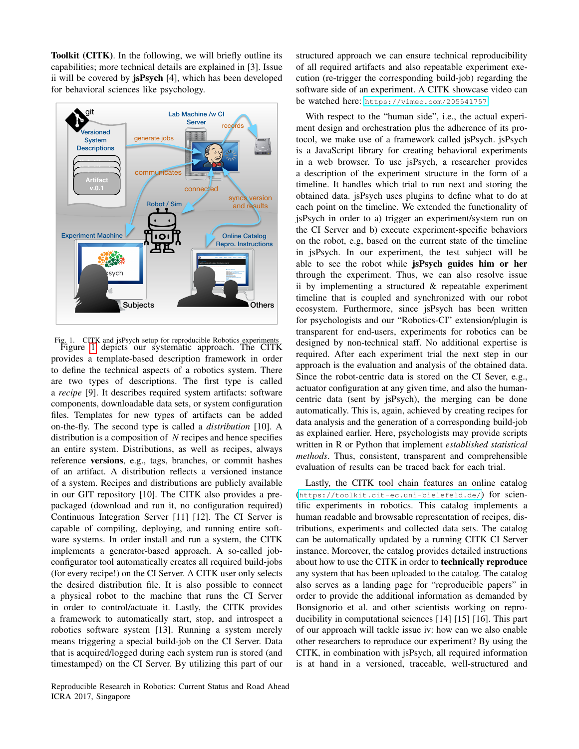**Toolkit (CITK)**. In the following, we will briefly outline its capabilities; more technical details are explained in [3]. Issue ii will be covered by **jsPsych** [4], which has been developed for behavioral sciences like psychology.

Fig. 1. CITK and jsPsych setup for reproducible Robotics experiments

Figure 1 depicts our systematic approach. The CITK provides a template-based description framework in order to define the technical aspects of a robotics system. There are two types of descriptions. The first type is called a *recipe* [9]. It describes required system artifacts: software components, downloadable data sets, or system configuration files. Templates for new types of artifacts can be added on-the-fly. The second type is called a *distribution* [10]. A distribution is a composition of $N$ recipes and hence specifies an entire system. Distributions, as well as recipes, always reference **versions**, e.g., tags, branches, or commit hashes of an artifact. A distribution reflects a versioned instance of a system. Recipes and distributions are publicly available in our GIT repository [10]. The CITK also provides a pre-packaged (download and run it, no configuration required) Continuous Integration Server [11] [12]. The CI Server is capable of compiling, deploying, and running entire software systems. In order install and run a system, the CITK implements a generator-based approach. A so-called job-configurator tool automatically creates all required build-jobs (for every recipe!) on the CI Server. A CITK user only selects the desired distribution file. It is also possible to connect a physical robot to the machine that runs the CI Server in order to control/actuate it. Lastly, the CITK provides a framework to automatically start, stop, and introspect a robotics software system [13]. Running a system merely means triggering a special build-job on the CI Server. Data that is acquired/logged during each system run is stored (and timestamped) on the CI Server. By utilizing this part of our structured approach we can ensure technical reproducibility of all required artifacts and also repeatable experiment execution (re-trigger the corresponding build-job) regarding the software side of an experiment. A CITK showcase video can be watched here: https://vimeo.com/205541757

With respect to the "human side", i.e., the actual experiment design and orchestration plus the adherence of its protocol, we make use of a framework called jsPsych. jsPsych is a JavaScript library for creating behavioral experiments in a web browser. To use jsPsych, a researcher provides a description of the experiment structure in the form of a timeline. It handles which trial to run next and storing the obtained data. jsPsych uses plugins to define what to do at each point on the timeline. We extended the functionality of jsPsych in order to a) trigger an experiment/system run on the CI Server and b) execute experiment-specific behaviors on the robot, e.g, based on the current state of the timeline in jsPsych. In our experiment, the test subject will be able to see the robot while **jsPsych guides him or her** through the experiment. Thus, we can also resolve issue ii by implementing a structured & repeatable experiment timeline that is coupled and synchronized with our robot ecosystem. Furthermore, since jsPsych has been written for psychologists and our "Robotics-CI" extension/plugin is transparent for end-users, experiments for robotics can be designed by non-technical staff. No additional expertise is required. After each experiment trial the next step in our approach is the evaluation and analysis of the obtained data. Since the robot-centric data is stored on the CI Sever, e.g., actuator configuration at any given time, and also the human-centric data (sent by jsPsych), the merging can be done automatically. This is, again, achieved by creating recipes for data analysis and the generation of a corresponding build-job as explained earlier. Here, psychologists may provide scripts written in R or Python that implement *established statistical methods*. Thus, consistent, transparent and comprehensible evaluation of results can be traced back for each trial.

Lastly, the CITK tool chain features an online catalog (https://toolkit.cit-ec.uni-bielefeld.de/) for scientific experiments in robotics. This catalog implements a human readable and browsable representation of recipes, distributions, experiments and collected data sets. The catalog can be automatically updated by a running CITK CI Server instance. Moreover, the catalog provides detailed instructions about how to use the CITK in order to **technically reproduce** any system that has been uploaded to the catalog. The catalog also serves as a landing page for "reproducible papers" in order to provide the additional information as demanded by Bonsignorio et al. and other scientists working on reproducibility in computational sciences [14] [15] [16]. This part of our approach will tackle issue iv: how can we also enable other researchers to reproduce our experiment? By using the CITK, in combination with jsPsych, all required information is at hand in a versioned, traceable, well-structured and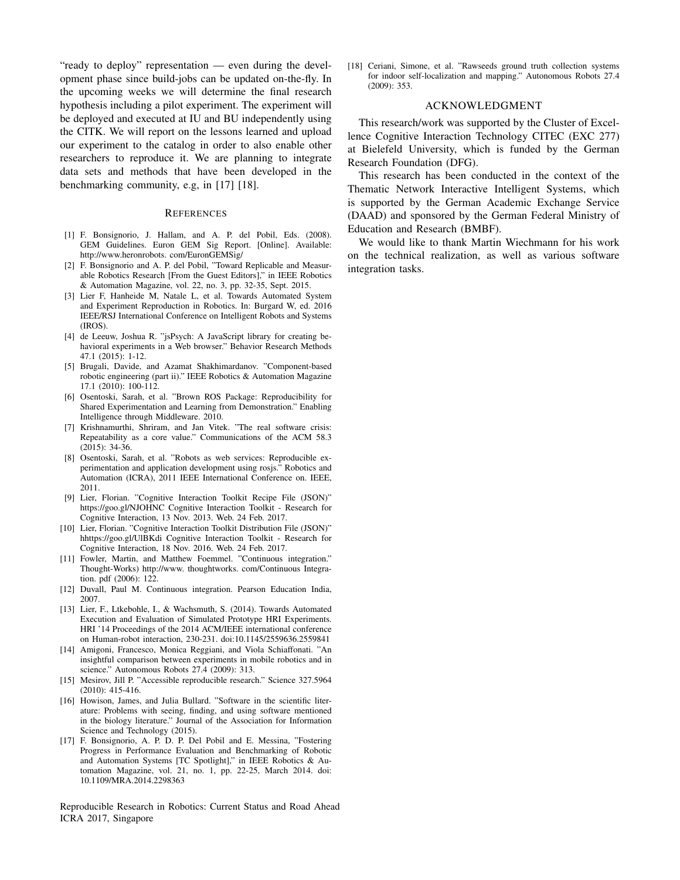"ready to deploy" representation — even during the development phase since build-jobs can be updated on-the-fly. In the upcoming weeks we will determine the final research hypothesis including a pilot experiment. The experiment will be deployed and executed at IU and BU independently using the CITK. We will report on the lessons learned and upload our experiment to the catalog in order to also enable other researchers to reproduce it. We are planning to integrate data sets and methods that have been developed in the benchmarking community, e.g, in [17] [18].

## References

[1] F. Bonsignorio, J. Hallam, and A. P. del Pobil, Eds. (2008). GEM Guidelines. Euron GEM Sig Report. [Online]. Available: http://www.heronrobots. com/EuronGEMSig/

[2] F. Bonsignorio and A. P. del Pobil, "Toward Replicable and Measurable Robotics Research [From the Guest Editors]," in IEEE Robotics & Automation Magazine, vol. 22, no. 3, pp. 32-35, Sept. 2015.

[3] Lier F, Hanheide M, Natale L, et al. Towards Automated System and Experiment Reproduction in Robotics. In: Burgard W, ed. 2016 IEEE/RSJ International Conference on Intelligent Robots and Systems (IROS).

[4] de Leeuw, Joshua R. "jsPsych: A JavaScript library for creating behavioral experiments in a Web browser." Behavior Research Methods 47.1 (2015): 1-12.

[5] Brugali, Davide, and Azamat Shakhimardanov. "Component-based robotic engineering (part ii)." IEEE Robotics & Automation Magazine 17.1 (2010): 100-112.

[6] Osentoski, Sarah, et al. "Brown ROS Package: Reproducibility for Shared Experimentation and Learning from Demonstration." Enabling Intelligence through Middleware. 2010.

[7] Krishnamurthi, Shriram, and Jan Vitek. "The real software crisis: Repeatability as a core value." Communications of the ACM 58.3 (2015): 34-36.

[8] Osentoski, Sarah, et al. "Robots as web services: Reproducible experimentation and application development using rosjs." Robotics and Automation (ICRA), 2011 IEEE International Conference on. IEEE, 2011.

[9] Lier, Florian. "Cognitive Interaction Toolkit Recipe File (JSON)" https://goo.gl/NJOHNC Cognitive Interaction Toolkit - Research for Cognitive Interaction, 13 Nov. 2013. Web. 24 Feb. 2017.

[10] Lier, Florian. "Cognitive Interaction Toolkit Distribution File (JSON)" hhttps://goo.gl/UlBKdi Cognitive Interaction Toolkit - Research for Cognitive Interaction, 18 Nov. 2016. Web. 24 Feb. 2017.

[11] Fowler, Martin, and Matthew Foemmel. "Continuous integration." Thought-Works) http://www. thoughtworks. com/Continuous Integration. pdf (2006): 122.

[12] Duvall, Paul M. Continuous integration. Pearson Education India, 2007.

[13] Lier, F., Ltkebohle, I., & Wachsmuth, S. (2014). Towards Automated Execution and Evaluation of Simulated Prototype HRI Experiments. HRI '14 Proceedings of the 2014 ACM/IEEE international conference on Human-robot interaction, 230-231. doi:10.1145/2559636.2559841

[14] Amigoni, Francesco, Monica Reggiani, and Viola Schiaffonati. "An insightful comparison between experiments in mobile robotics and in science." Autonomous Robots 27.4 (2009): 313.

[15] Mesirov, Jill P. "Accessible reproducible research." Science 327.5964 (2010): 415-416.

[16] Howison, James, and Julia Bullard. "Software in the scientific literature: Problems with seeing, finding, and using software mentioned in the biology literature." Journal of the Association for Information Science and Technology (2015).

[17] F. Bonsignorio, A. P. D. P. Del Pobil and E. Messina, "Fostering Progress in Performance Evaluation and Benchmarking of Robotic and Automation Systems [TC Spotlight]," in IEEE Robotics & Automation Magazine, vol. 21, no. 1, pp. 22-25, March 2014. doi: 10.1109/MRA.2014.2298363

[18] Ceriani, Simone, et al. "Rawseeds ground truth collection systems for indoor self-localization and mapping." Autonomous Robots 27.4 (2009): 353.

## Acknowledgment

This research/work was supported by the Cluster of Excellence Cognitive Interaction Technology CITEC (EXC 277) at Bielefeld University, which is funded by the German Research Foundation (DFG).

This research has been conducted in the context of the Thematic Network Interactive Intelligent Systems, which is supported by the German Academic Exchange Service (DAAD) and sponsored by the German Federal Ministry of Education and Research (BMBF).

We would like to thank Martin Wiechmann for his work on the technical realization, as well as various software integration tasks.